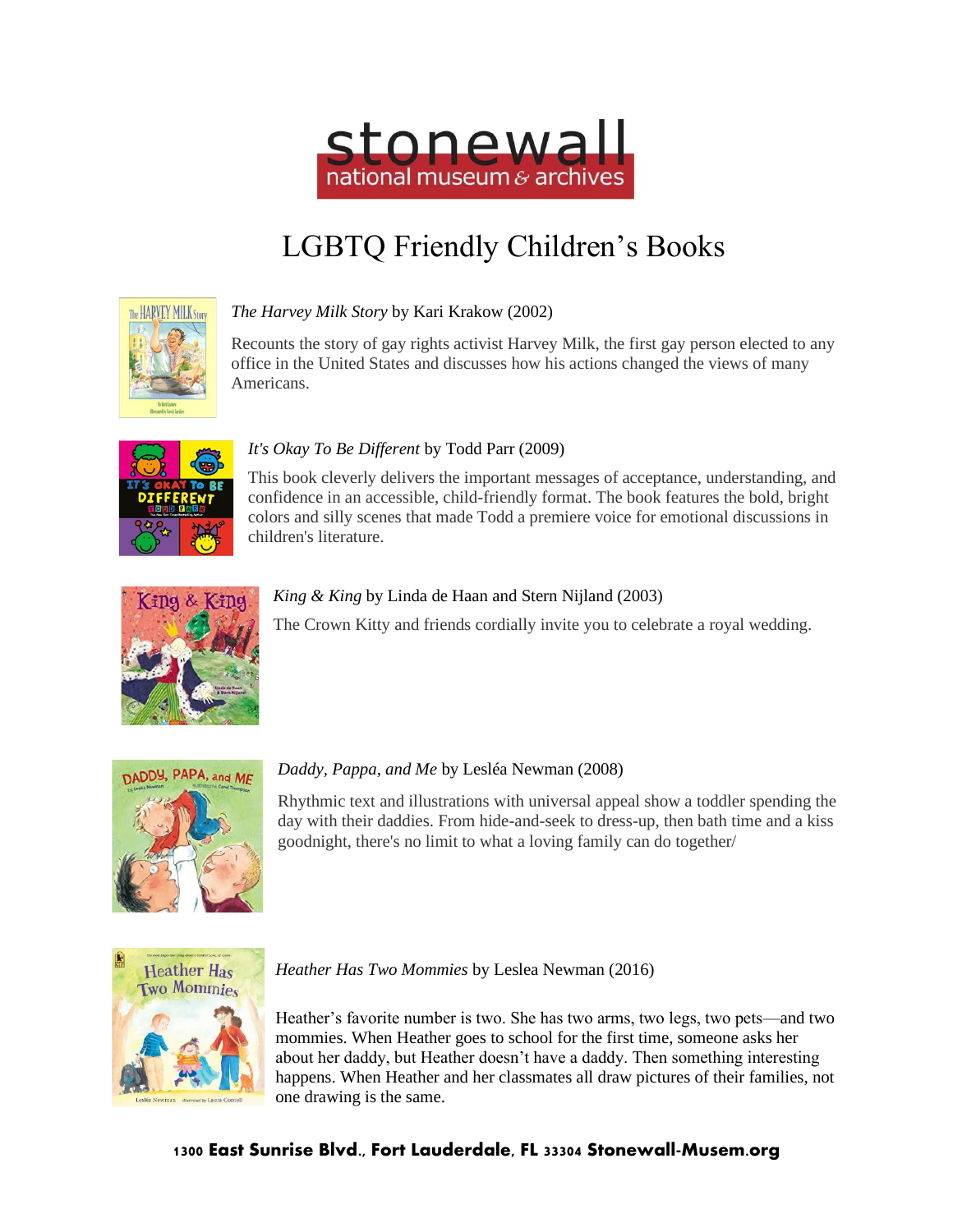stonewall
national museum & archives

# LGBTQ Friendly Children's Books

*The Harvey Milk Story* by Kari Krakow (2002)

Recounts the story of gay rights activist Harvey Milk, the first gay person elected to any office in the United States and discusses how his actions changed the views of many Americans.

*It's Okay To Be Different* by Todd Parr (2009)

This book cleverly delivers the important messages of acceptance, understanding, and confidence in an accessible, child-friendly format. The book features the bold, bright colors and silly scenes that made Todd a premiere voice for emotional discussions in children's literature.

*King & King* by Linda de Haan and Stern Nijland (2003)

The Crown Kitty and friends cordially invite you to celebrate a royal wedding.

*Daddy, Pappa, and Me* by Lesléa Newman (2008)

Rhythmic text and illustrations with universal appeal show a toddler spending the day with their daddies. From hide-and-seek to dress-up, then bath time and a kiss goodnight, there's no limit to what a loving family can do together/

*Heather Has Two Mommies* by Leslea Newman (2016)

Heather's favorite number is two. She has two arms, two legs, two pets—and two mommies. When Heather goes to school for the first time, someone asks her about her daddy, but Heather doesn't have a daddy. Then something interesting happens. When Heather and her classmates all draw pictures of their families, not one drawing is the same.

**1300 East Sunrise Blvd., Fort Lauderdale, FL 33304 Stonewall-Musem.org**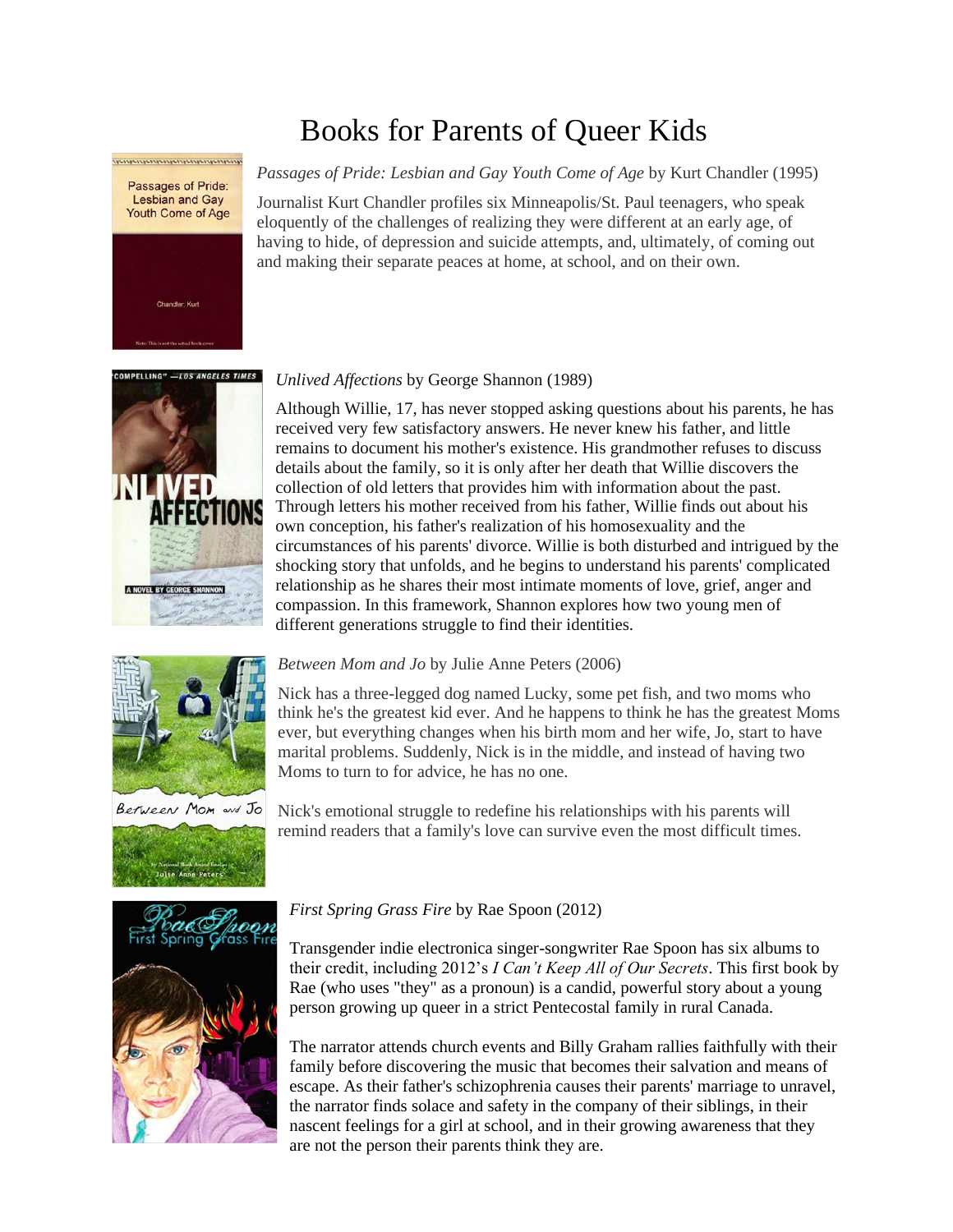# Books for Parents of Queer Kids

*Passages of Pride: Lesbian and Gay Youth Come of Age* by Kurt Chandler (1995)

Journalist Kurt Chandler profiles six Minneapolis/St. Paul teenagers, who speak eloquently of the challenges of realizing they were different at an early age, of having to hide, of depression and suicide attempts, and, ultimately, of coming out and making their separate peaces at home, at school, and on their own.

*Unlived Affections* by George Shannon (1989)

Although Willie, 17, has never stopped asking questions about his parents, he has received very few satisfactory answers. He never knew his father, and little remains to document his mother's existence. His grandmother refuses to discuss details about the family, so it is only after her death that Willie discovers the collection of old letters that provides him with information about the past. Through letters his mother received from his father, Willie finds out about his own conception, his father's realization of his homosexuality and the circumstances of his parents' divorce. Willie is both disturbed and intrigued by the shocking story that unfolds, and he begins to understand his parents' complicated relationship as he shares their most intimate moments of love, grief, anger and compassion. In this framework, Shannon explores how two young men of different generations struggle to find their identities.

*Between Mom and Jo* by Julie Anne Peters (2006)

Nick has a three-legged dog named Lucky, some pet fish, and two moms who think he's the greatest kid ever. And he happens to think he has the greatest Moms ever, but everything changes when his birth mom and her wife, Jo, start to have marital problems. Suddenly, Nick is in the middle, and instead of having two Moms to turn to for advice, he has no one.

Nick's emotional struggle to redefine his relationships with his parents will remind readers that a family's love can survive even the most difficult times.

*First Spring Grass Fire* by Rae Spoon (2012)

Transgender indie electronica singer-songwriter Rae Spoon has six albums to their credit, including 2012's *I Can't Keep All of Our Secrets*. This first book by Rae (who uses "they" as a pronoun) is a candid, powerful story about a young person growing up queer in a strict Pentecostal family in rural Canada.

The narrator attends church events and Billy Graham rallies faithfully with their family before discovering the music that becomes their salvation and means of escape. As their father's schizophrenia causes their parents' marriage to unravel, the narrator finds solace and safety in the company of their siblings, in their nascent feelings for a girl at school, and in their growing awareness that they are not the person their parents think they are.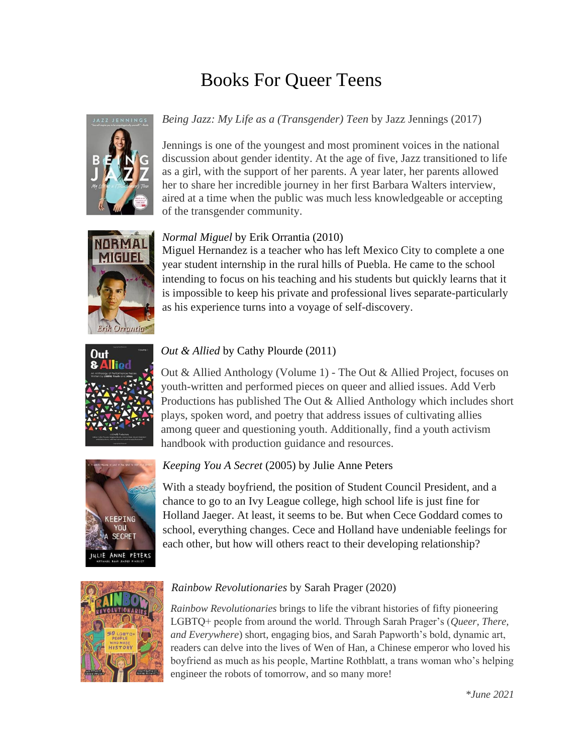# Books For Queer Teens

*Being Jazz: My Life as a (Transgender) Teen* by Jazz Jennings (2017)

Jennings is one of the youngest and most prominent voices in the national discussion about gender identity. At the age of five, Jazz transitioned to life as a girl, with the support of her parents. A year later, her parents allowed her to share her incredible journey in her first Barbara Walters interview, aired at a time when the public was much less knowledgeable or accepting of the transgender community.

*Normal Miguel* by Erik Orrantia (2010)
Miguel Hernandez is a teacher who has left Mexico City to complete a one year student internship in the rural hills of Puebla. He came to the school intending to focus on his teaching and his students but quickly learns that it is impossible to keep his private and professional lives separate-particularly as his experience turns into a voyage of self-discovery.

*Out & Allied* by Cathy Plourde (2011)

Out & Allied Anthology (Volume 1) - The Out & Allied Project, focuses on youth-written and performed pieces on queer and allied issues. Add Verb Productions has published The Out & Allied Anthology which includes short plays, spoken word, and poetry that address issues of cultivating allies among queer and questioning youth. Additionally, find a youth activism handbook with production guidance and resources.

*Keeping You A Secret* (2005) by Julie Anne Peters

With a steady boyfriend, the position of Student Council President, and a chance to go to an Ivy League college, high school life is just fine for Holland Jaeger. At least, it seems to be. But when Cece Goddard comes to school, everything changes. Cece and Holland have undeniable feelings for each other, but how will others react to their developing relationship?

*Rainbow Revolutionaries* by Sarah Prager (2020)

*Rainbow Revolutionaries* brings to life the vibrant histories of fifty pioneering LGBTQ+ people from around the world. Through Sarah Prager's (*Queer, There, and Everywhere*) short, engaging bios, and Sarah Papworth's bold, dynamic art, readers can delve into the lives of Wen of Han, a Chinese emperor who loved his boyfriend as much as his people, Martine Rothblatt, a trans woman who's helping engineer the robots of tomorrow, and so many more!

*June 2021*